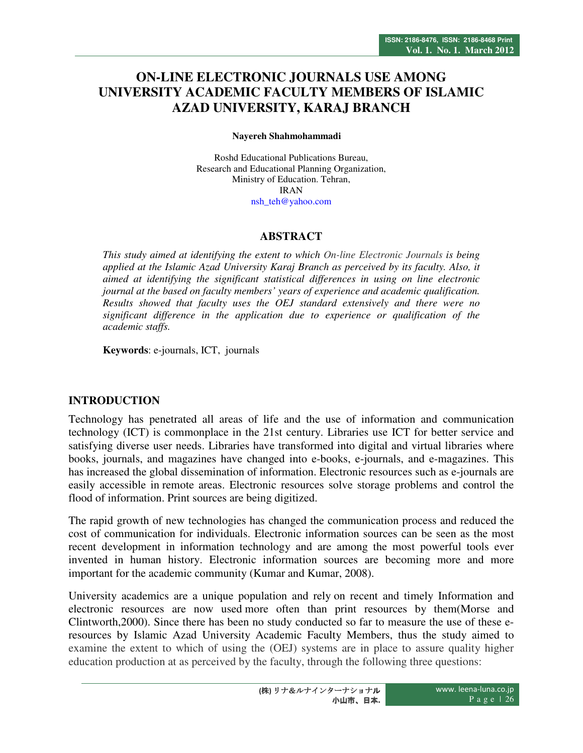# ON-LINE ELECTRONIC JOURNALS USE AMONG UNIVERSITY ACADEMIC FACULTY MEMBERS OF ISLAMIC AZAD UNIVERSITY, KARAJ BRANCH

**Nayereh Shahmohammadi**

Roshd Educational Publications Bureau,
Research and Educational Planning Organization,
Ministry of Education. Tehran,
IRAN
nsh_teh@yahoo.com

## ABSTRACT

*This study aimed at identifying the extent to which On-line Electronic Journals is being applied at the Islamic Azad University Karaj Branch as perceived by its faculty. Also, it aimed at identifying the significant statistical differences in using on line electronic journal at the based on faculty members' years of experience and academic qualification. Results showed that faculty uses the OEJ standard extensively and there were no significant difference in the application due to experience or qualification of the academic staffs.*

**Keywords**: e-journals, ICT, journals

## INTRODUCTION

Technology has penetrated all areas of life and the use of information and communication technology (ICT) is commonplace in the 21st century. Libraries use ICT for better service and satisfying diverse user needs. Libraries have transformed into digital and virtual libraries where books, journals, and magazines have changed into e-books, e-journals, and e-magazines. This has increased the global dissemination of information. Electronic resources such as e-journals are easily accessible in remote areas. Electronic resources solve storage problems and control the flood of information. Print sources are being digitized.

The rapid growth of new technologies has changed the communication process and reduced the cost of communication for individuals. Electronic information sources can be seen as the most recent development in information technology and are among the most powerful tools ever invented in human history. Electronic information sources are becoming more and more important for the academic community (Kumar and Kumar, 2008).

University academics are a unique population and rely on recent and timely Information and electronic resources are now used more often than print resources by them(Morse and Clintworth,2000). Since there has been no study conducted so far to measure the use of these e-resources by Islamic Azad University Academic Faculty Members, thus the study aimed to examine the extent to which of using the (OEJ) systems are in place to assure quality higher education production at as perceived by the faculty, through the following three questions: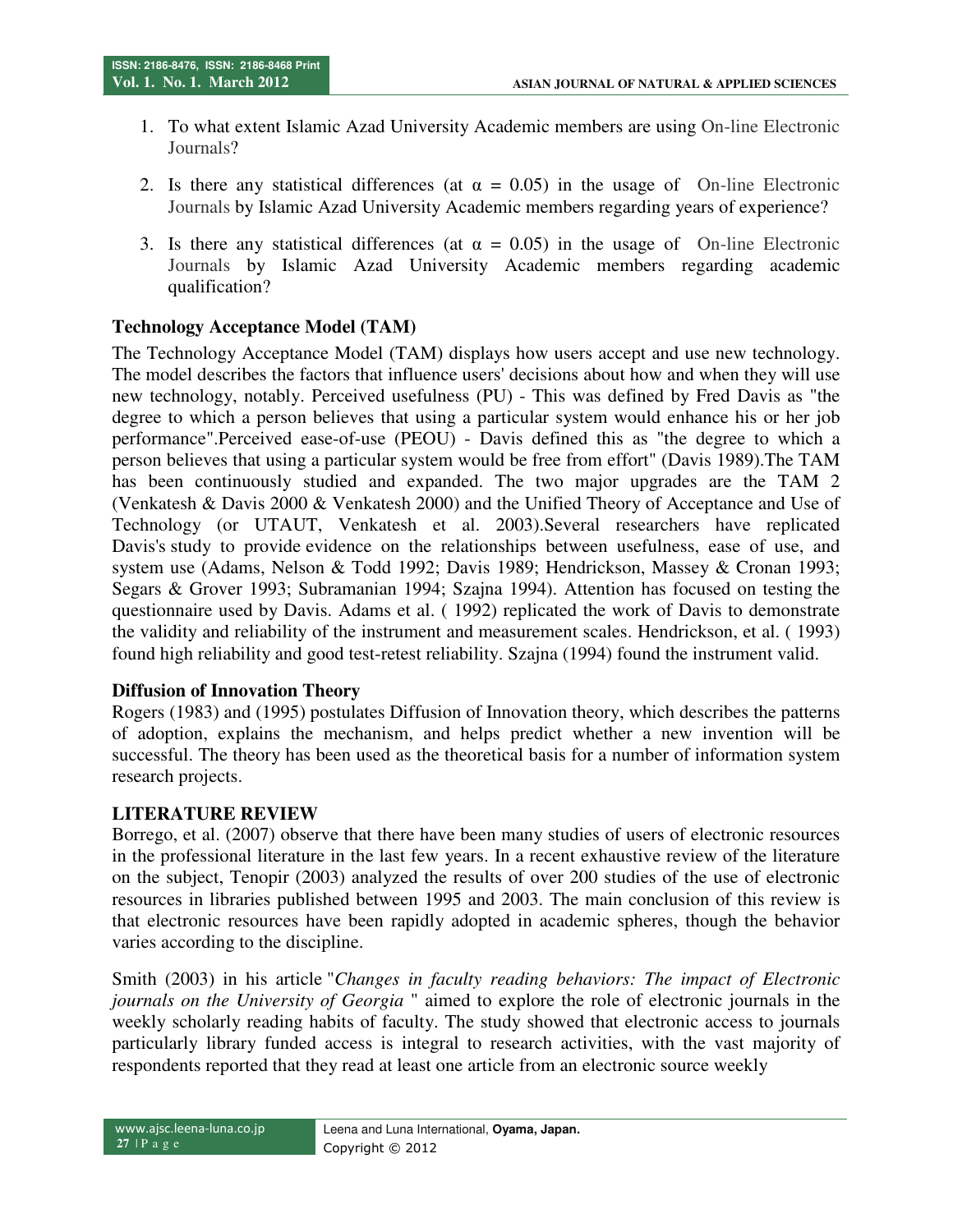1. To what extent Islamic Azad University Academic members are using On-line Electronic Journals?
2. Is there any statistical differences (at $\alpha = 0.05$) in the usage of On-line Electronic Journals by Islamic Azad University Academic members regarding years of experience?
3. Is there any statistical differences (at $\alpha = 0.05$) in the usage of On-line Electronic Journals by Islamic Azad University Academic members regarding academic qualification?

### Technology Acceptance Model (TAM)

The Technology Acceptance Model (TAM) displays how users accept and use new technology. The model describes the factors that influence users' decisions about how and when they will use new technology, notably. Perceived usefulness (PU) - This was defined by Fred Davis as "the degree to which a person believes that using a particular system would enhance his or her job performance".Perceived ease-of-use (PEOU) - Davis defined this as "the degree to which a person believes that using a particular system would be free from effort" (Davis 1989).The TAM has been continuously studied and expanded. The two major upgrades are the TAM 2 (Venkatesh & Davis 2000 & Venkatesh 2000) and the Unified Theory of Acceptance and Use of Technology (or UTAUT, Venkatesh et al. 2003).Several researchers have replicated Davis's study to provide evidence on the relationships between usefulness, ease of use, and system use (Adams, Nelson & Todd 1992; Davis 1989; Hendrickson, Massey & Cronan 1993; Segars & Grover 1993; Subramanian 1994; Szajna 1994). Attention has focused on testing the questionnaire used by Davis. Adams et al. ( 1992) replicated the work of Davis to demonstrate the validity and reliability of the instrument and measurement scales. Hendrickson, et al. ( 1993) found high reliability and good test-retest reliability. Szajna (1994) found the instrument valid.

### Diffusion of Innovation Theory

Rogers (1983) and (1995) postulates Diffusion of Innovation theory, which describes the patterns of adoption, explains the mechanism, and helps predict whether a new invention will be successful. The theory has been used as the theoretical basis for a number of information system research projects.

## LITERATURE REVIEW

Borrego, et al. (2007) observe that there have been many studies of users of electronic resources in the professional literature in the last few years. In a recent exhaustive review of the literature on the subject, Tenopir (2003) analyzed the results of over 200 studies of the use of electronic resources in libraries published between 1995 and 2003. The main conclusion of this review is that electronic resources have been rapidly adopted in academic spheres, though the behavior varies according to the discipline.

Smith (2003) in his article "*Changes in faculty reading behaviors: The impact of Electronic journals on the University of Georgia* " aimed to explore the role of electronic journals in the weekly scholarly reading habits of faculty. The study showed that electronic access to journals particularly library funded access is integral to research activities, with the vast majority of respondents reported that they read at least one article from an electronic source weekly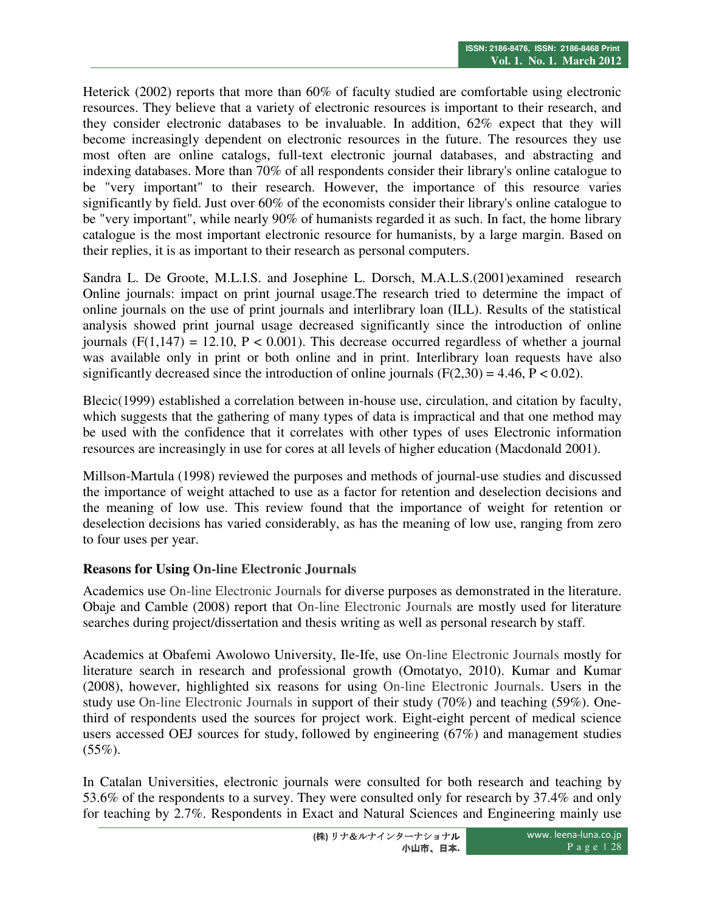Heterick (2002) reports that more than 60% of faculty studied are comfortable using electronic resources. They believe that a variety of electronic resources is important to their research, and they consider electronic databases to be invaluable. In addition, 62% expect that they will become increasingly dependent on electronic resources in the future. The resources they use most often are online catalogs, full-text electronic journal databases, and abstracting and indexing databases. More than 70% of all respondents consider their library's online catalogue to be "very important" to their research. However, the importance of this resource varies significantly by field. Just over 60% of the economists consider their library's online catalogue to be "very important", while nearly 90% of humanists regarded it as such. In fact, the home library catalogue is the most important electronic resource for humanists, by a large margin. Based on their replies, it is as important to their research as personal computers.

Sandra L. De Groote, M.L.I.S. and Josephine L. Dorsch, M.A.L.S.(2001)examined research Online journals: impact on print journal usage.The research tried to determine the impact of online journals on the use of print journals and interlibrary loan (ILL). Results of the statistical analysis showed print journal usage decreased significantly since the introduction of online journals ($F(1,147) = 12.10$, $P < 0.001$). This decrease occurred regardless of whether a journal was available only in print or both online and in print. Interlibrary loan requests have also significantly decreased since the introduction of online journals ($F(2,30) = 4.46$, $P < 0.02$).

Blecic(1999) established a correlation between in-house use, circulation, and citation by faculty, which suggests that the gathering of many types of data is impractical and that one method may be used with the confidence that it correlates with other types of uses Electronic information resources are increasingly in use for cores at all levels of higher education (Macdonald 2001).

Millson-Martula (1998) reviewed the purposes and methods of journal-use studies and discussed the importance of weight attached to use as a factor for retention and deselection decisions and the meaning of low use. This review found that the importance of weight for retention or deselection decisions has varied considerably, as has the meaning of low use, ranging from zero to four uses per year.

### Reasons for Using On-line Electronic Journals

Academics use On-line Electronic Journals for diverse purposes as demonstrated in the literature. Obaje and Camble (2008) report that On-line Electronic Journals are mostly used for literature searches during project/dissertation and thesis writing as well as personal research by staff.

Academics at Obafemi Awolowo University, Ile-Ife, use On-line Electronic Journals mostly for literature search in research and professional growth (Omotatyo, 2010). Kumar and Kumar (2008), however, highlighted six reasons for using On-line Electronic Journals. Users in the study use On-line Electronic Journals in support of their study (70%) and teaching (59%). One-third of respondents used the sources for project work. Eight-eight percent of medical science users accessed OEJ sources for study, followed by engineering (67%) and management studies (55%).

In Catalan Universities, electronic journals were consulted for both research and teaching by 53.6% of the respondents to a survey. They were consulted only for research by 37.4% and only for teaching by 2.7%. Respondents in Exact and Natural Sciences and Engineering mainly use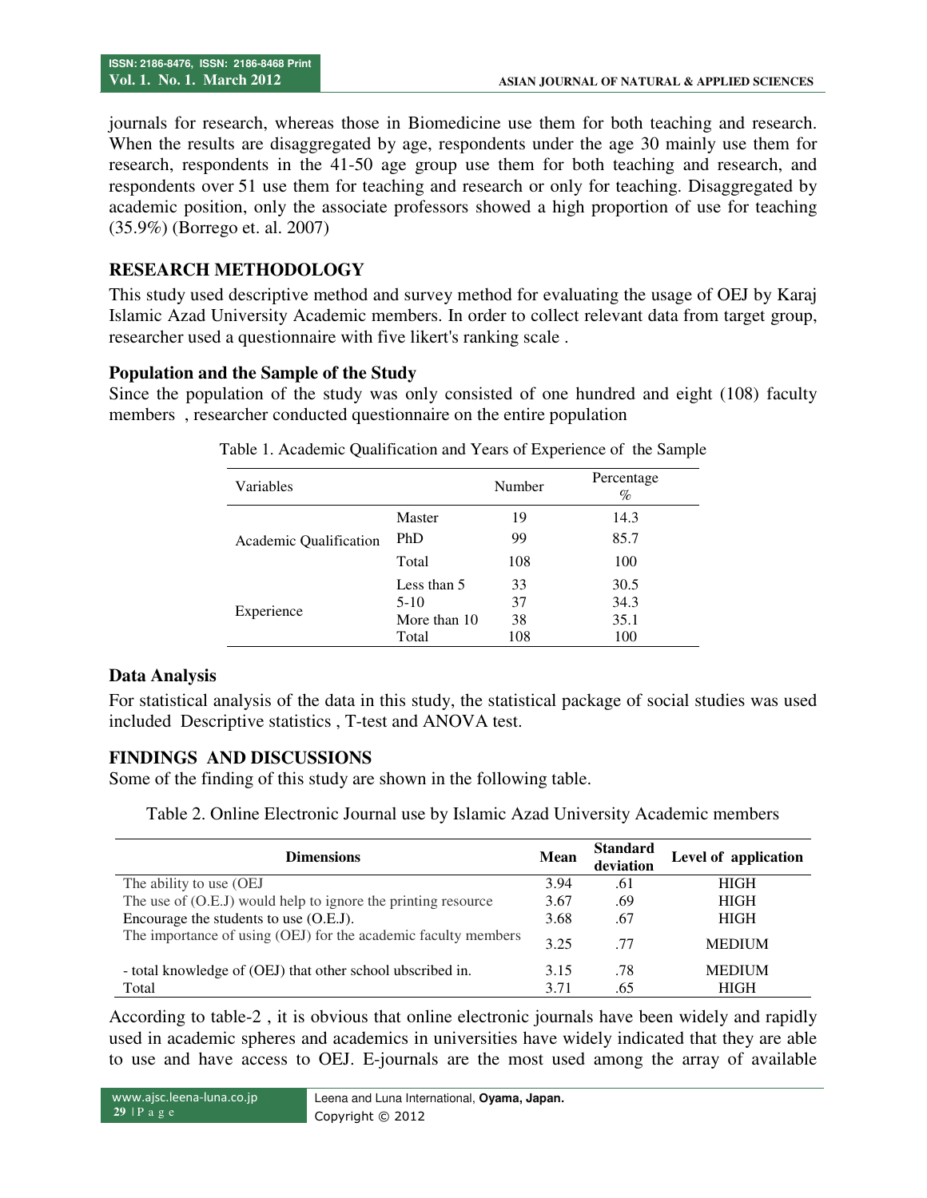journals for research, whereas those in Biomedicine use them for both teaching and research. When the results are disaggregated by age, respondents under the age 30 mainly use them for research, respondents in the 41-50 age group use them for both teaching and research, and respondents over 51 use them for teaching and research or only for teaching. Disaggregated by academic position, only the associate professors showed a high proportion of use for teaching (35.9%) (Borrego et. al. 2007)

## RESEARCH METHODOLOGY

This study used descriptive method and survey method for evaluating the usage of OEJ by Karaj Islamic Azad University Academic members. In order to collect relevant data from target group, researcher used a questionnaire with five likert's ranking scale .

### Population and the Sample of the Study

Since the population of the study was only consisted of one hundred and eight (108) faculty members , researcher conducted questionnaire on the entire population

Table 1. Academic Qualification and Years of Experience of the Sample

| Variables | | Number | Percentage % |
|---|---|---|---|
| Academic Qualification | Master | 19 | 14.3 |
| | PhD | 99 | 85.7 |
| | Total | 108 | 100 |
| Experience | Less than 5 | 33 | 30.5 |
| | 5-10 | 37 | 34.3 |
| | More than 10 | 38 | 35.1 |
| | Total | 108 | 100 |

### Data Analysis

For statistical analysis of the data in this study, the statistical package of social studies was used included Descriptive statistics , T-test and ANOVA test.

## FINDINGS AND DISCUSSIONS

Some of the finding of this study are shown in the following table.

Table 2. Online Electronic Journal use by Islamic Azad University Academic members

| Dimensions | Mean | Standard deviation | Level of application |
|---|---|---|---|
| The ability to use (OEJ | 3.94 | .61 | HIGH |
| The use of (O.E.J) would help to ignore the printing resource | 3.67 | .69 | HIGH |
| Encourage the students to use (O.E.J). | 3.68 | .67 | HIGH |
| The importance of using (OEJ) for the academic faculty members | 3.25 | .77 | MEDIUM |
| - total knowledge of (OEJ) that other school ubscribed in. | 3.15 | .78 | MEDIUM |
| Total | 3.71 | .65 | HIGH |

According to table-2 , it is obvious that online electronic journals have been widely and rapidly used in academic spheres and academics in universities have widely indicated that they are able to use and have access to OEJ. E-journals are the most used among the array of available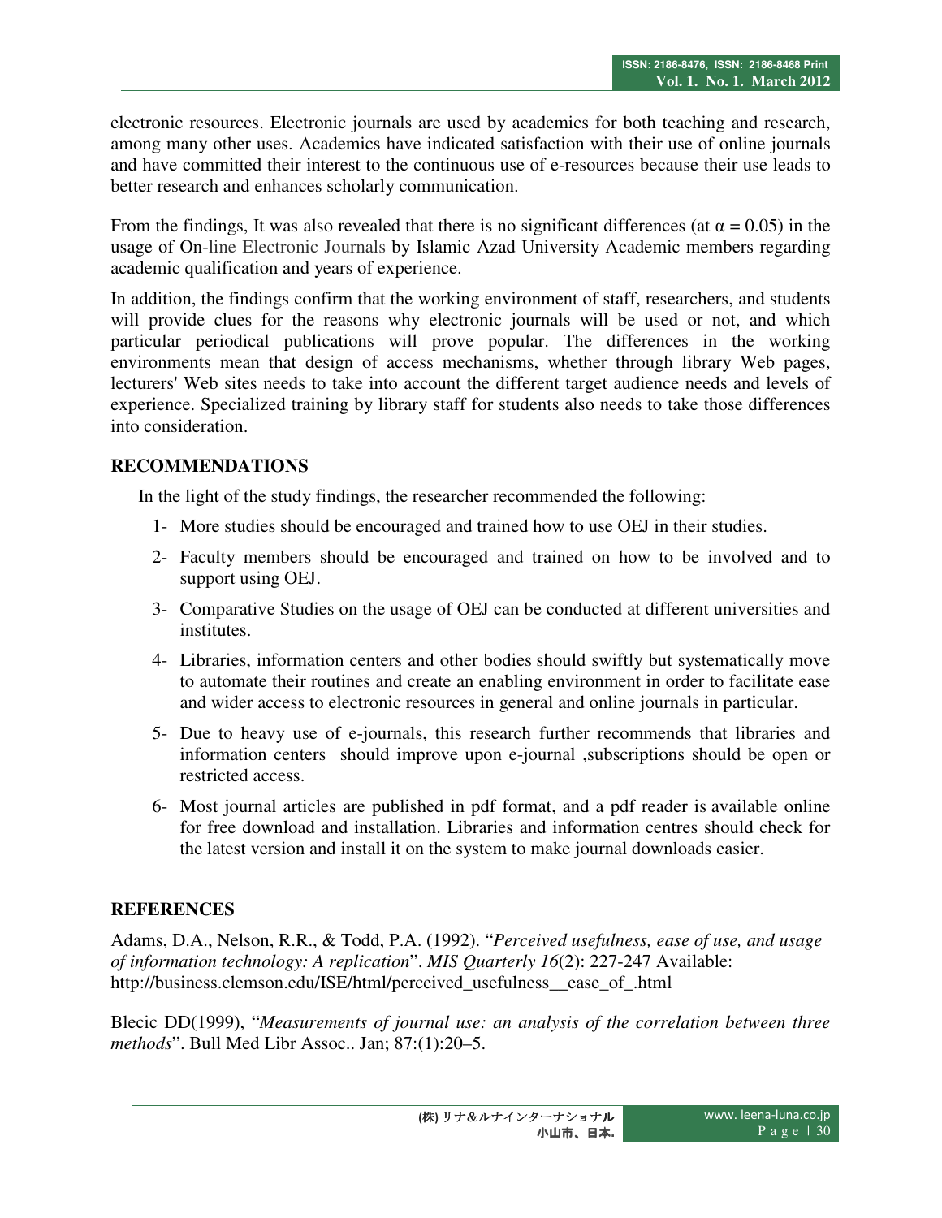electronic resources. Electronic journals are used by academics for both teaching and research, among many other uses. Academics have indicated satisfaction with their use of online journals and have committed their interest to the continuous use of e-resources because their use leads to better research and enhances scholarly communication.

From the findings, It was also revealed that there is no significant differences (at $\alpha = 0.05$) in the usage of On-line Electronic Journals by Islamic Azad University Academic members regarding academic qualification and years of experience.

In addition, the findings confirm that the working environment of staff, researchers, and students will provide clues for the reasons why electronic journals will be used or not, and which particular periodical publications will prove popular. The differences in the working environments mean that design of access mechanisms, whether through library Web pages, lecturers' Web sites needs to take into account the different target audience needs and levels of experience. Specialized training by library staff for students also needs to take those differences into consideration.

## RECOMMENDATIONS

In the light of the study findings, the researcher recommended the following:

1- More studies should be encouraged and trained how to use OEJ in their studies.

2- Faculty members should be encouraged and trained on how to be involved and to support using OEJ.

3- Comparative Studies on the usage of OEJ can be conducted at different universities and institutes.

4- Libraries, information centers and other bodies should swiftly but systematically move to automate their routines and create an enabling environment in order to facilitate ease and wider access to electronic resources in general and online journals in particular.

5- Due to heavy use of e-journals, this research further recommends that libraries and information centers should improve upon e-journal ,subscriptions should be open or restricted access.

6- Most journal articles are published in pdf format, and a pdf reader is available online for free download and installation. Libraries and information centres should check for the latest version and install it on the system to make journal downloads easier.

## REFERENCES

Adams, D.A., Nelson, R.R., & Todd, P.A. (1992). "*Perceived usefulness, ease of use, and usage of information technology: A replication*". *MIS Quarterly 16*(2): 227-247 Available: http://business.clemson.edu/ISE/html/perceived_usefulness__ease_of_.html

Blecic DD(1999), "*Measurements of journal use: an analysis of the correlation between three methods*". Bull Med Libr Assoc.. Jan; 87:(1):20–5.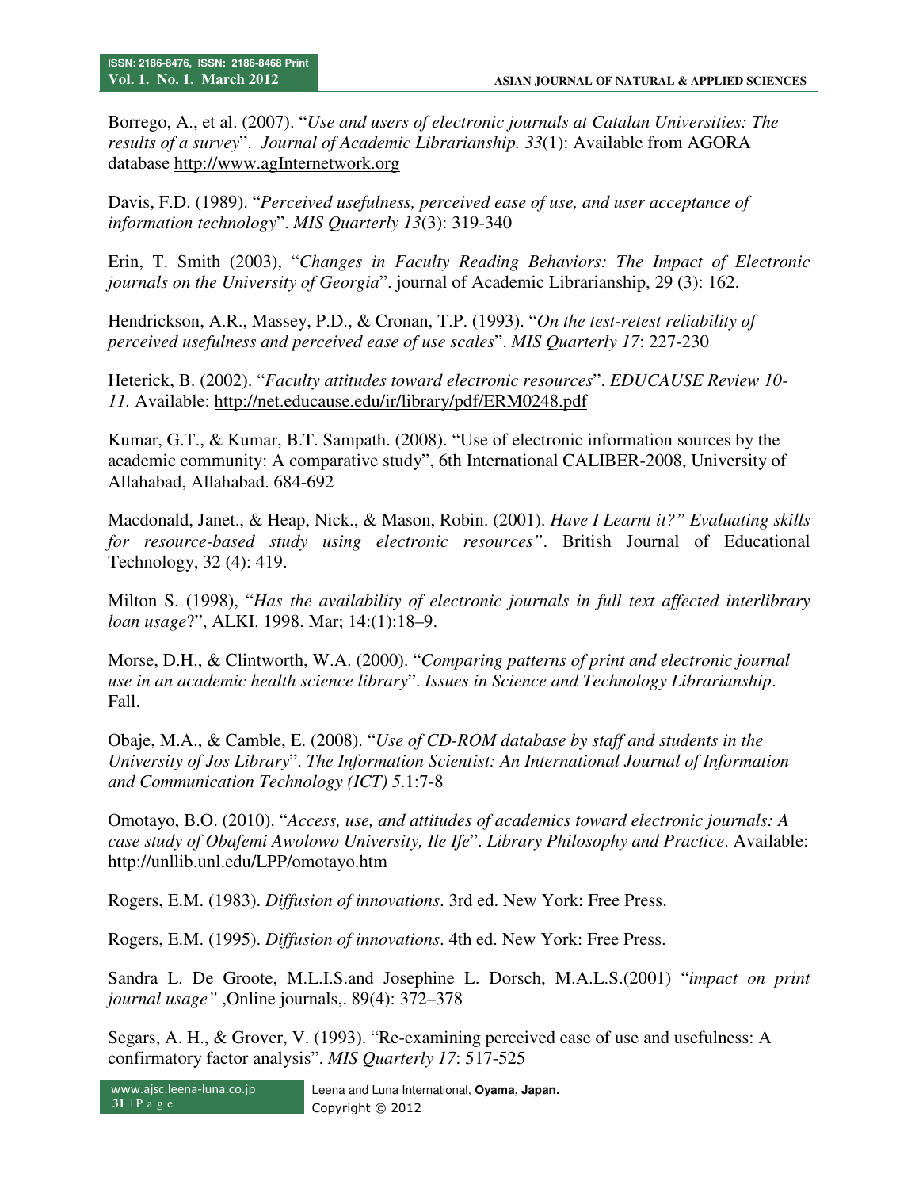Borrego, A., et al. (2007). "*Use and users of electronic journals at Catalan Universities: The results of a survey*". *Journal of Academic Librarianship. 33*(1): Available from AGORA database http://www.agInternetwork.org

Davis, F.D. (1989). "*Perceived usefulness, perceived ease of use, and user acceptance of information technology*". *MIS Quarterly 13*(3): 319-340

Erin, T. Smith (2003), "*Changes in Faculty Reading Behaviors: The Impact of Electronic journals on the University of Georgia*". journal of Academic Librarianship, 29 (3): 162.

Hendrickson, A.R., Massey, P.D., & Cronan, T.P. (1993). "*On the test-retest reliability of perceived usefulness and perceived ease of use scales*". *MIS Quarterly 17*: 227-230

Heterick, B. (2002). "*Faculty attitudes toward electronic resources*". *EDUCAUSE Review 10-11.* Available: http://net.educause.edu/ir/library/pdf/ERM0248.pdf

Kumar, G.T., & Kumar, B.T. Sampath. (2008). "Use of electronic information sources by the academic community: A comparative study", 6th International CALIBER-2008, University of Allahabad, Allahabad. 684-692

Macdonald, Janet., & Heap, Nick., & Mason, Robin. (2001). *Have I Learnt it?" Evaluating skills for resource-based study using electronic resources"*. British Journal of Educational Technology, 32 (4): 419.

Milton S. (1998), "*Has the availability of electronic journals in full text affected interlibrary loan usage*?", ALKI. 1998. Mar; 14:(1):18–9.

Morse, D.H., & Clintworth, W.A. (2000). "*Comparing patterns of print and electronic journal use in an academic health science library*". *Issues in Science and Technology Librarianship*. Fall.

Obaje, M.A., & Camble, E. (2008). "*Use of CD-ROM database by staff and students in the University of Jos Library*". *The Information Scientist: An International Journal of Information and Communication Technology (ICT) 5*.1:7-8

Omotayo, B.O. (2010). "*Access, use, and attitudes of academics toward electronic journals: A case study of Obafemi Awolowo University, Ile Ife*". *Library Philosophy and Practice*. Available: http://unllib.unl.edu/LPP/omotayo.htm

Rogers, E.M. (1983). *Diffusion of innovations*. 3rd ed. New York: Free Press.

Rogers, E.M. (1995). *Diffusion of innovations*. 4th ed. New York: Free Press.

Sandra L. De Groote, M.L.I.S.and Josephine L. Dorsch, M.A.L.S.(2001) "*impact on print journal usage"* ,Online journals,. 89(4): 372–378

Segars, A. H., & Grover, V. (1993). "Re-examining perceived ease of use and usefulness: A confirmatory factor analysis". *MIS Quarterly 17*: 517-525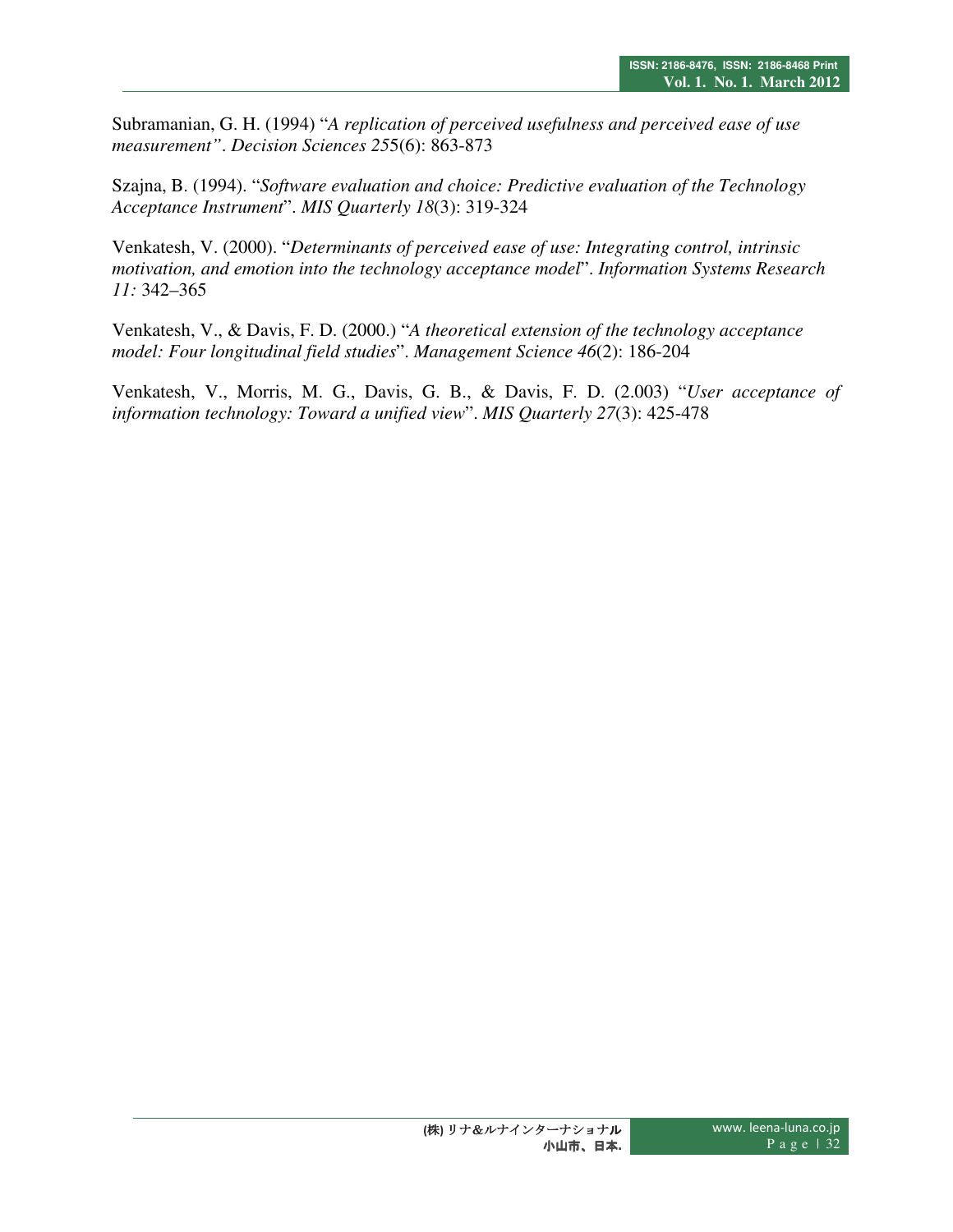Subramanian, G. H. (1994) "*A replication of perceived usefulness and perceived ease of use measurement"*. *Decision Sciences 255*(6): 863-873

Szajna, B. (1994). "*Software evaluation and choice: Predictive evaluation of the Technology Acceptance Instrument*". *MIS Quarterly 18*(3): 319-324

Venkatesh, V. (2000). "*Determinants of perceived ease of use: Integrating control, intrinsic motivation, and emotion into the technology acceptance model*". *Information Systems Research 11:* 342–365

Venkatesh, V., & Davis, F. D. (2000.) "*A theoretical extension of the technology acceptance model: Four longitudinal field studies*". *Management Science 46*(2): 186-204

Venkatesh, V., Morris, M. G., Davis, G. B., & Davis, F. D. (2.003) "*User acceptance of information technology: Toward a unified view*". *MIS Quarterly 27*(3): 425-478